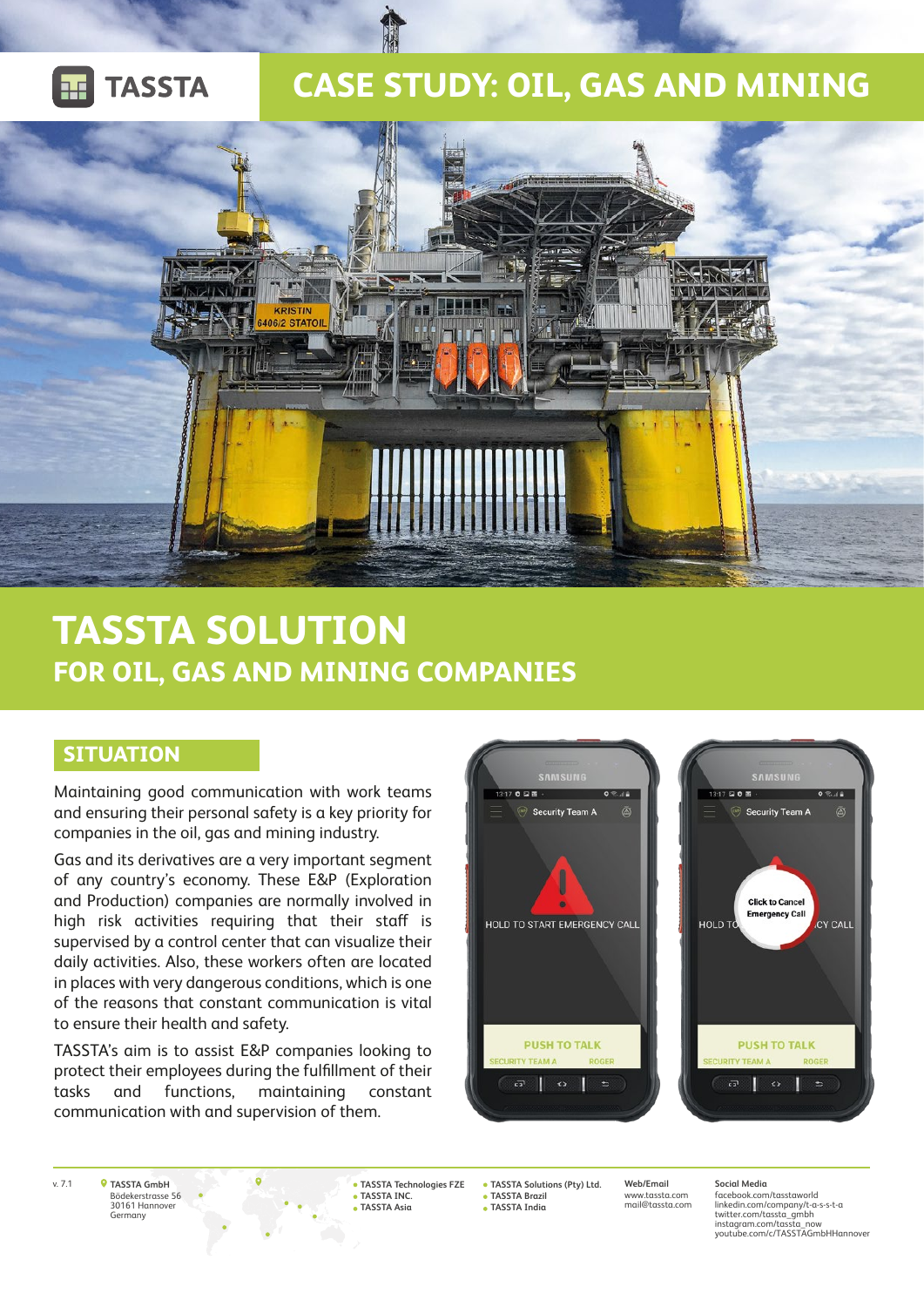# CASE STUDY: OIL, GAS AND MINING

# TASSTA SOLUTION
## FOR OIL, GAS AND MINING COMPANIES

## SITUATION

Maintaining good communication with work teams and ensuring their personal safety is a key priority for companies in the oil, gas and mining industry.

Gas and its derivatives are a very important segment of any country's economy. These E&P (Exploration and Production) companies are normally involved in high risk activities requiring that their staff is supervised by a control center that can visualize their daily activities. Also, these workers often are located in places with very dangerous conditions, which is one of the reasons that constant communication is vital to ensure their health and safety.

TASSTA's aim is to assist E&P companies looking to protect their employees during the fulfillment of their tasks and functions, maintaining constant communication with and supervision of them.

v. 7.1

**TASSTA GmbH**
Bödekerstrasse 56
30161 Hannover
Germany

- TASSTA Technologies FZE
- TASSTA INC.
- TASSTA Asia
- TASSTA Solutions (Pty) Ltd.
- TASSTA Brazil
- TASSTA India

**Web/Email**
www.tassta.com
mail@tassta.com

**Social Media**
facebook.com/tasstaworld
linkedin.com/company/t-a-s-s-t-a
twitter.com/tassta_gmbh
instagram.com/tassta_now
youtube.com/c/TASSTAGmbHHannover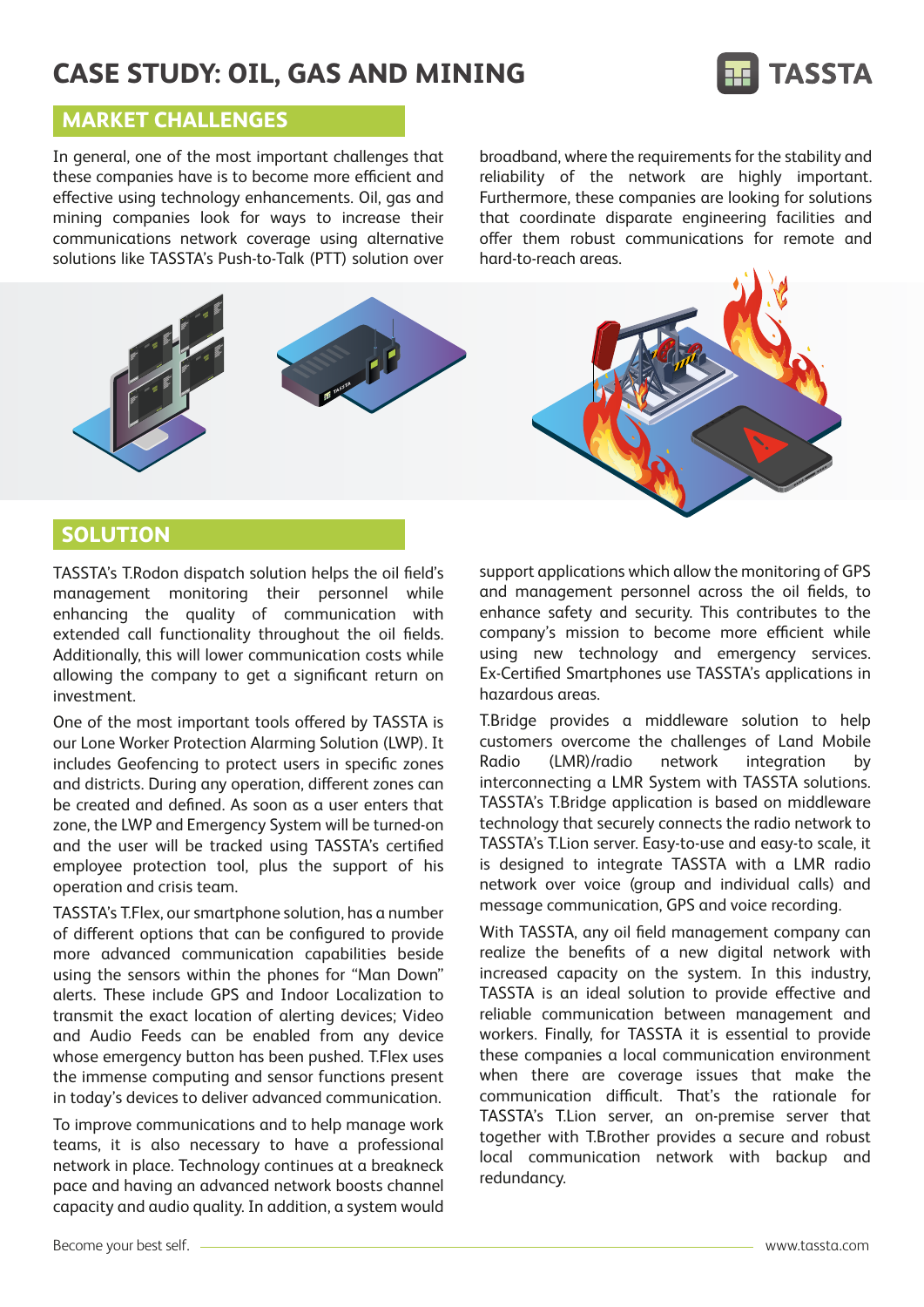# CASE STUDY: OIL, GAS AND MINING

## MARKET CHALLENGES

In general, one of the most important challenges that these companies have is to become more efficient and effective using technology enhancements. Oil, gas and mining companies look for ways to increase their communications network coverage using alternative solutions like TASSTA's Push-to-Talk (PTT) solution over broadband, where the requirements for the stability and reliability of the network are highly important. Furthermore, these companies are looking for solutions that coordinate disparate engineering facilities and offer them robust communications for remote and hard-to-reach areas.

## SOLUTION

TASSTA's T.Rodon dispatch solution helps the oil field's management monitoring their personnel while enhancing the quality of communication with extended call functionality throughout the oil fields. Additionally, this will lower communication costs while allowing the company to get a significant return on investment.

One of the most important tools offered by TASSTA is our Lone Worker Protection Alarming Solution (LWP). It includes Geofencing to protect users in specific zones and districts. During any operation, different zones can be created and defined. As soon as a user enters that zone, the LWP and Emergency System will be turned-on and the user will be tracked using TASSTA's certified employee protection tool, plus the support of his operation and crisis team.

TASSTA's T.Flex, our smartphone solution, has a number of different options that can be configured to provide more advanced communication capabilities beside using the sensors within the phones for "Man Down" alerts. These include GPS and Indoor Localization to transmit the exact location of alerting devices; Video and Audio Feeds can be enabled from any device whose emergency button has been pushed. T.Flex uses the immense computing and sensor functions present in today's devices to deliver advanced communication.

To improve communications and to help manage work teams, it is also necessary to have a professional network in place. Technology continues at a breakneck pace and having an advanced network boosts channel capacity and audio quality. In addition, a system would support applications which allow the monitoring of GPS and management personnel across the oil fields, to enhance safety and security. This contributes to the company's mission to become more efficient while using new technology and emergency services. Ex-Certified Smartphones use TASSTA's applications in hazardous areas.

T.Bridge provides a middleware solution to help customers overcome the challenges of Land Mobile Radio (LMR)/radio network integration by interconnecting a LMR System with TASSTA solutions. TASSTA's T.Bridge application is based on middleware technology that securely connects the radio network to TASSTA's T.Lion server. Easy-to-use and easy-to scale, it is designed to integrate TASSTA with a LMR radio network over voice (group and individual calls) and message communication, GPS and voice recording.

With TASSTA, any oil field management company can realize the benefits of a new digital network with increased capacity on the system. In this industry, TASSTA is an ideal solution to provide effective and reliable communication between management and workers. Finally, for TASSTA it is essential to provide these companies a local communication environment when there are coverage issues that make the communication difficult. That's the rationale for TASSTA's T.Lion server, an on-premise server that together with T.Brother provides a secure and robust local communication network with backup and redundancy.

Become your best self. www.tassta.com